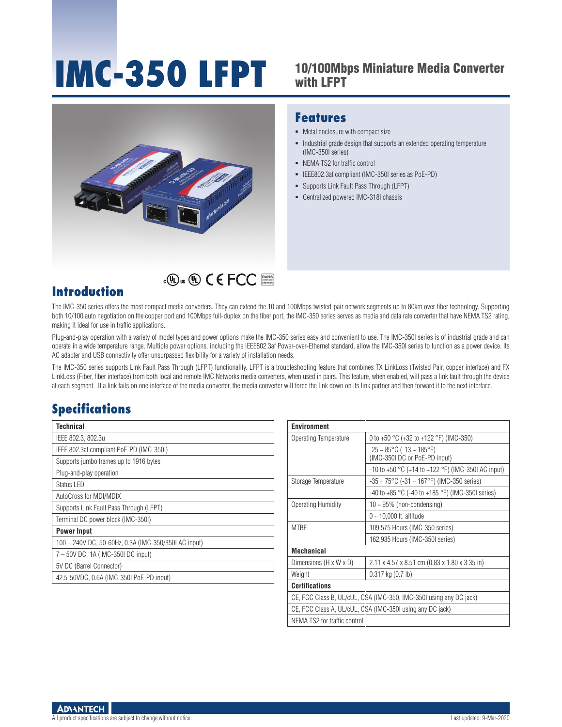# IMC-350 LFPT

## 10/100Mbps Miniature Media Converter with LFPT

## Features

- Metal enclosure with compact size
- Industrial grade design that supports an extended operating temperature (IMC-350I series)
- NEMA TS2 for traffic control
- IEEE802.3af compliant (IMC-350I series as PoE-PD)
- Supports Link Fault Pass Through (LFPT)
- Centralized powered IMC-318I chassis

## Introduction

The IMC-350 series offers the most compact media converters. They can extend the 10 and 100Mbps twisted-pair network segments up to 80km over fiber technology. Supporting both 10/100 auto negotiation on the copper port and 100Mbps full-duplex on the fiber port, the IMC-350 series serves as media and data rate converter that have NEMA TS2 rating, making it ideal for use in traffic applications.

Plug-and-play operation with a variety of model types and power options make the IMC-350 series easy and convenient to use. The IMC-350I series is of industrial grade and can operate in a wide temperature range. Multiple power options, including the IEEE802.3af Power-over-Ethernet standard, allow the IMC-350I series to function as a power device. Its AC adapter and USB connectivity offer unsurpassed flexibility for a variety of installation needs.

The IMC-350 series supports Link Fault Pass Through (LFPT) functionality. LFPT is a troubleshooting feature that combines TX LinkLoss (Twisted Pair, copper interface) and FX LinkLoss (Fiber, fiber interface) from both local and remote IMC Networks media converters, when used in pairs. This feature, when enabled, will pass a link fault through the device at each segment. If a link fails on one interface of the media converter, the media converter will force the link down on its link partner and then forward it to the next interface.

## Specifications

| Technical |
|---|
| IEEE 802.3, 802.3u |
| IEEE 802.3af compliant PoE-PD (IMC-350I) |
| Supports jumbo frames up to 1916 bytes |
| Plug-and-play operation |
| Status LED |
| AutoCross for MDI/MDIX |
| Supports Link Fault Pass Through (LFPT) |
| Terminal DC power block (IMC-350I) |
| **Power Input** |
| 100 – 240V DC, 50-60Hz, 0.3A (IMC-350/350I AC input) |
| 7 – 50V DC, 1A (IMC-350I DC input) |
| 5V DC (Barrel Connector) |
| 42.5-50VDC, 0.6A (IMC-350I PoE-PD input) |

| Environment | |
|---|---|
| Operating Temperature | 0 to +50 °C (+32 to +122 °F) (IMC-350) |
| | -25 ~ 85°C (-13 ~ 185°F) (IMC-350I DC or PoE-PD input) |
| | -10 to +50 °C (+14 to +122 °F) (IMC-350I AC input) |
| Storage Temperature | -35 ~ 75°C (-31 ~ 167°F) (IMC-350 series) |
| | -40 to +85 °C (-40 to +185 °F) (IMC-350I series) |
| Operating Humidity | 10 ~ 95% (non-condensing) |
| | 0 ~ 10,000 ft. altitude |
| MTBF | 109,575 Hours (IMC-350 series) |
| | 162,935 Hours (IMC-350I series) |
| **Mechanical** | |
| Dimensions (H x W x D) | 2.11 x 4.57 x 8.51 cm (0.83 x 1.80 x 3.35 in) |
| Weight | 0.317 kg (0.7 lb) |
| **Certifications** | |
| CE, FCC Class B, UL/cUL, CSA (IMC-350, IMC-350I using any DC jack) | |
| CE, FCC Class A, UL/cUL, CSA (IMC-350I using any DC jack) | |
| NEMA TS2 for traffic control | |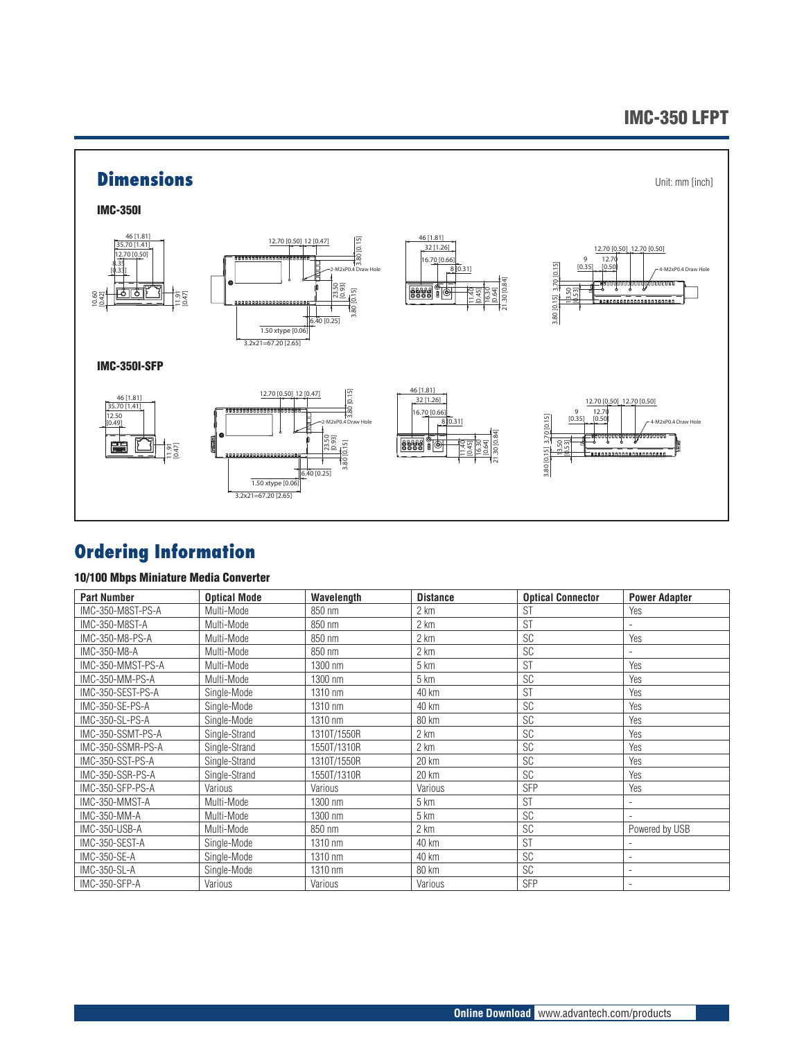## Dimensions

Unit: mm [inch]

### IMC-350I

### IMC-350I-SFP

## Ordering Information

### 10/100 Mbps Miniature Media Converter

| Part Number | Optical Mode | Wavelength | Distance | Optical Connector | Power Adapter |
|---|---|---|---|---|---|
| IMC-350-M8ST-PS-A | Multi-Mode | 850 nm | 2 km | ST | Yes |
| IMC-350-M8ST-A | Multi-Mode | 850 nm | 2 km | ST | - |
| IMC-350-M8-PS-A | Multi-Mode | 850 nm | 2 km | SC | Yes |
| IMC-350-M8-A | Multi-Mode | 850 nm | 2 km | SC | - |
| IMC-350-MMST-PS-A | Multi-Mode | 1300 nm | 5 km | ST | Yes |
| IMC-350-MM-PS-A | Multi-Mode | 1300 nm | 5 km | SC | Yes |
| IMC-350-SEST-PS-A | Single-Mode | 1310 nm | 40 km | ST | Yes |
| IMC-350-SE-PS-A | Single-Mode | 1310 nm | 40 km | SC | Yes |
| IMC-350-SL-PS-A | Single-Mode | 1310 nm | 80 km | SC | Yes |
| IMC-350-SSMT-PS-A | Single-Strand | 1310T/1550R | 2 km | SC | Yes |
| IMC-350-SSMR-PS-A | Single-Strand | 1550T/1310R | 2 km | SC | Yes |
| IMC-350-SST-PS-A | Single-Strand | 1310T/1550R | 20 km | SC | Yes |
| IMC-350-SSR-PS-A | Single-Strand | 1550T/1310R | 20 km | SC | Yes |
| IMC-350-SFP-PS-A | Various | Various | Various | SFP | Yes |
| IMC-350-MMST-A | Multi-Mode | 1300 nm | 5 km | ST | - |
| IMC-350-MM-A | Multi-Mode | 1300 nm | 5 km | SC | - |
| IMC-350-USB-A | Multi-Mode | 850 nm | 2 km | SC | Powered by USB |
| IMC-350-SEST-A | Single-Mode | 1310 nm | 40 km | ST | - |
| IMC-350-SE-A | Single-Mode | 1310 nm | 40 km | SC | - |
| IMC-350-SL-A | Single-Mode | 1310 nm | 80 km | SC | - |
| IMC-350-SFP-A | Various | Various | Various | SFP | - |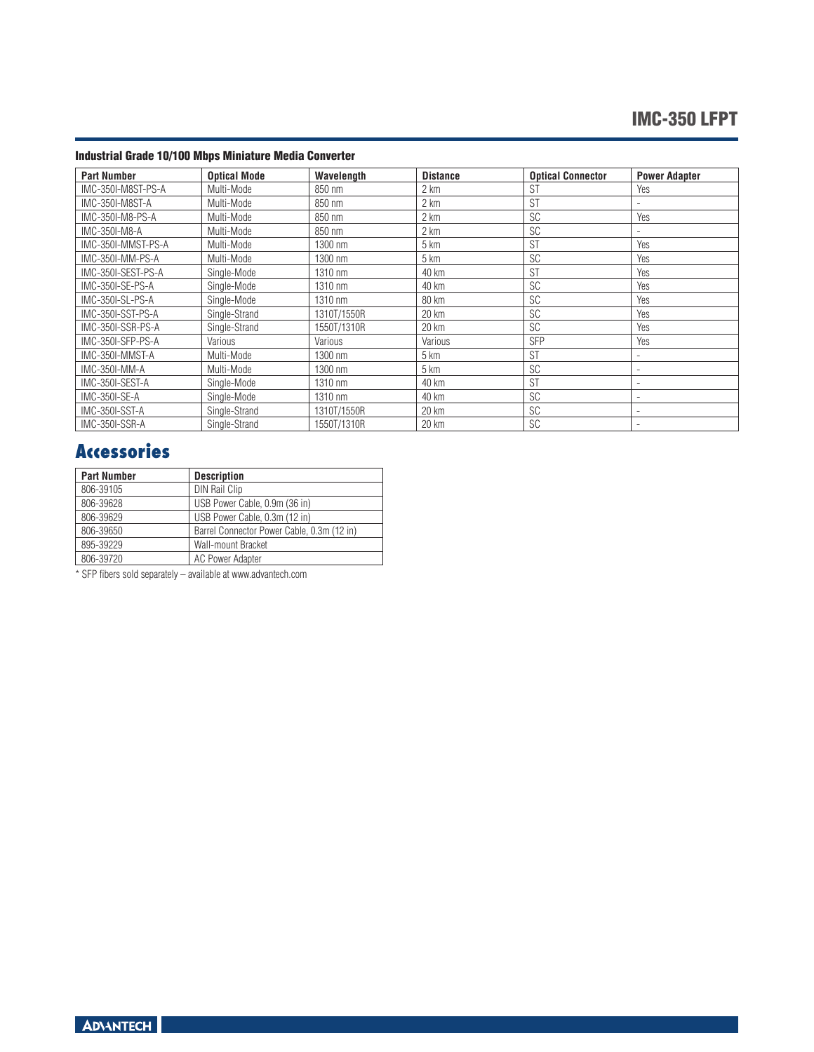## Industrial Grade 10/100 Mbps Miniature Media Converter

| Part Number | Optical Mode | Wavelength | Distance | Optical Connector | Power Adapter |
|---|---|---|---|---|---|
| IMC-350I-M8ST-PS-A | Multi-Mode | 850 nm | 2 km | ST | Yes |
| IMC-350I-M8ST-A | Multi-Mode | 850 nm | 2 km | ST | - |
| IMC-350I-M8-PS-A | Multi-Mode | 850 nm | 2 km | SC | Yes |
| IMC-350I-M8-A | Multi-Mode | 850 nm | 2 km | SC | - |
| IMC-350I-MMST-PS-A | Multi-Mode | 1300 nm | 5 km | ST | Yes |
| IMC-350I-MM-PS-A | Multi-Mode | 1300 nm | 5 km | SC | Yes |
| IMC-350I-SEST-PS-A | Single-Mode | 1310 nm | 40 km | ST | Yes |
| IMC-350I-SE-PS-A | Single-Mode | 1310 nm | 40 km | SC | Yes |
| IMC-350I-SL-PS-A | Single-Mode | 1310 nm | 80 km | SC | Yes |
| IMC-350I-SST-PS-A | Single-Strand | 1310T/1550R | 20 km | SC | Yes |
| IMC-350I-SSR-PS-A | Single-Strand | 1550T/1310R | 20 km | SC | Yes |
| IMC-350I-SFP-PS-A | Various | Various | Various | SFP | Yes |
| IMC-350I-MMST-A | Multi-Mode | 1300 nm | 5 km | ST | - |
| IMC-350I-MM-A | Multi-Mode | 1300 nm | 5 km | SC | - |
| IMC-350I-SEST-A | Single-Mode | 1310 nm | 40 km | ST | - |
| IMC-350I-SE-A | Single-Mode | 1310 nm | 40 km | SC | - |
| IMC-350I-SST-A | Single-Strand | 1310T/1550R | 20 km | SC | - |
| IMC-350I-SSR-A | Single-Strand | 1550T/1310R | 20 km | SC | - |

# Accessories

| Part Number | Description |
|---|---|
| 806-39105 | DIN Rail Clip |
| 806-39628 | USB Power Cable, 0.9m (36 in) |
| 806-39629 | USB Power Cable, 0.3m (12 in) |
| 806-39650 | Barrel Connector Power Cable, 0.3m (12 in) |
| 895-39229 | Wall-mount Bracket |
| 806-39720 | AC Power Adapter |

* SFP fibers sold separately – available at www.advantech.com